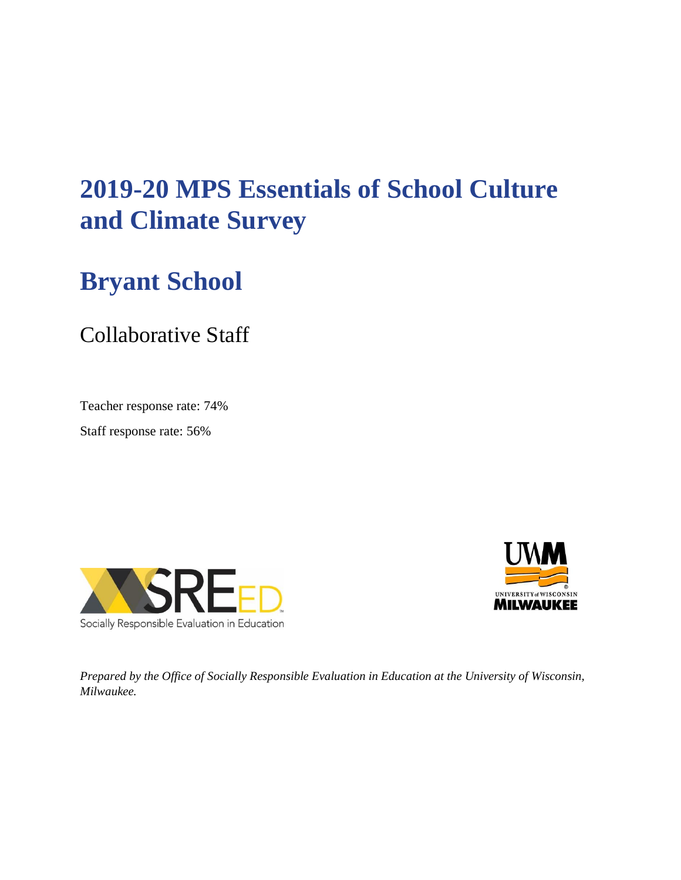# 2019-20 MPS Essentials of School Culture and Climate Survey

# Bryant School

## Collaborative Staff

Teacher response rate: 74%

Staff response rate: 56%

SRE ED
Socially Responsible Evaluation in Education

UWM
UNIVERSITY of WISCONSIN
MILWAUKEE

*Prepared by the Office of Socially Responsible Evaluation in Education at the University of Wisconsin, Milwaukee.*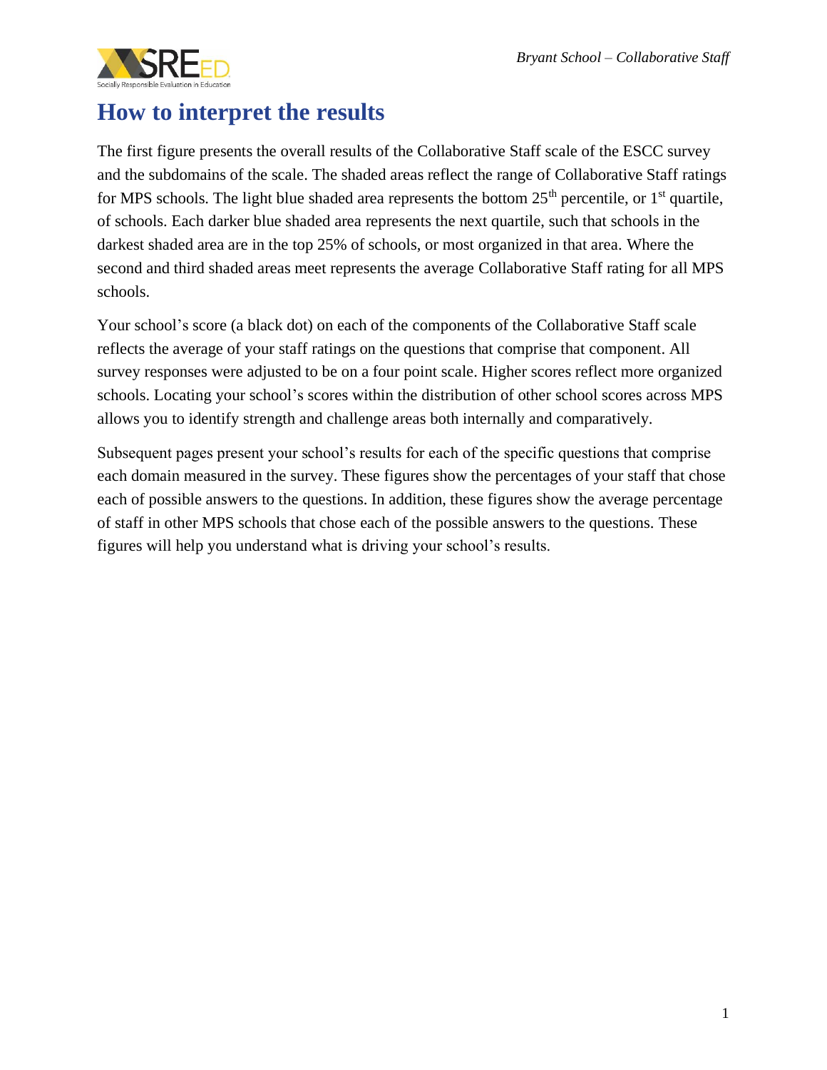# How to interpret the results

The first figure presents the overall results of the Collaborative Staff scale of the ESCC survey and the subdomains of the scale. The shaded areas reflect the range of Collaborative Staff ratings for MPS schools. The light blue shaded area represents the bottom 25th percentile, or 1st quartile, of schools. Each darker blue shaded area represents the next quartile, such that schools in the darkest shaded area are in the top 25% of schools, or most organized in that area. Where the second and third shaded areas meet represents the average Collaborative Staff rating for all MPS schools.

Your school's score (a black dot) on each of the components of the Collaborative Staff scale reflects the average of your staff ratings on the questions that comprise that component. All survey responses were adjusted to be on a four point scale. Higher scores reflect more organized schools. Locating your school's scores within the distribution of other school scores across MPS allows you to identify strength and challenge areas both internally and comparatively.

Subsequent pages present your school's results for each of the specific questions that comprise each domain measured in the survey. These figures show the percentages of your staff that chose each of possible answers to the questions. In addition, these figures show the average percentage of staff in other MPS schools that chose each of the possible answers to the questions. These figures will help you understand what is driving your school's results.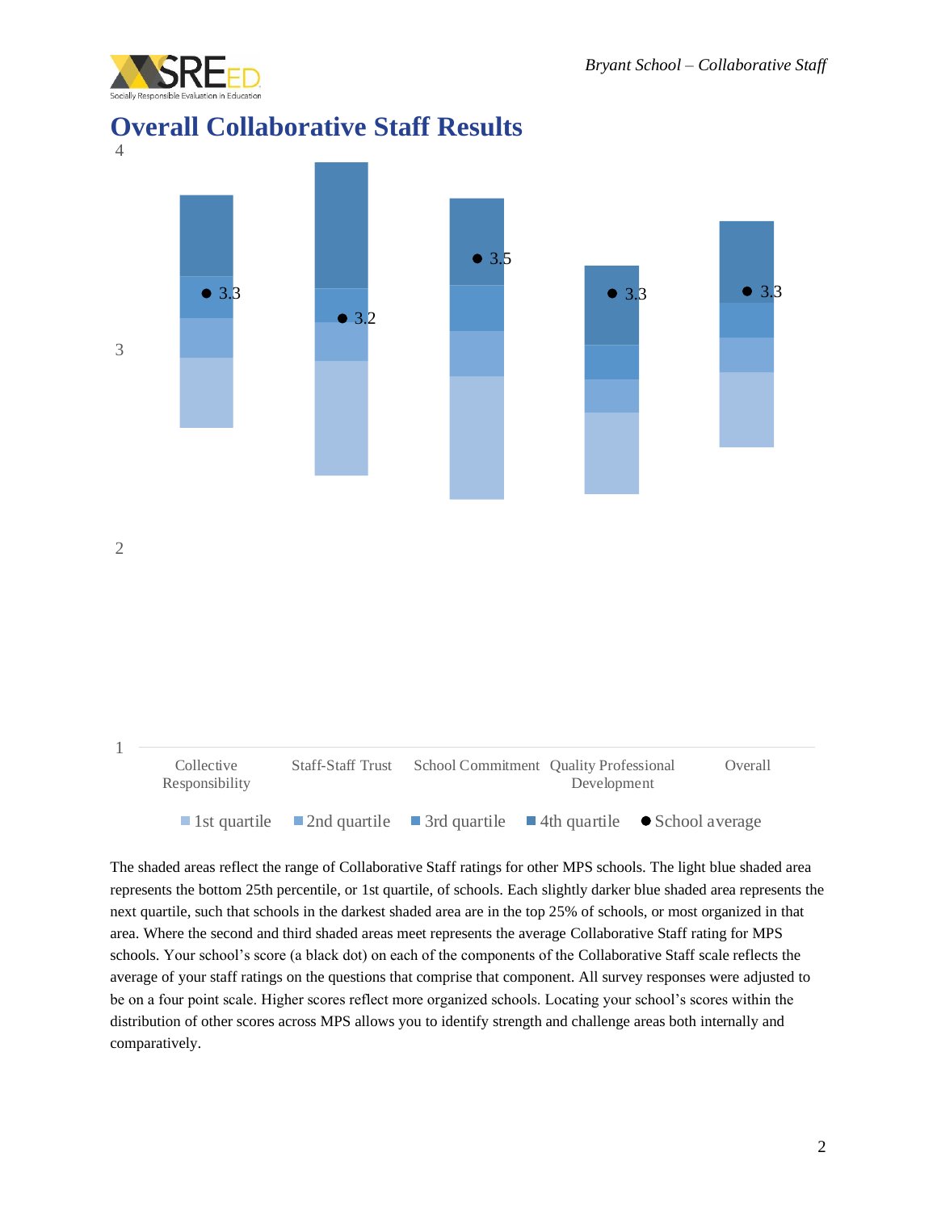# Overall Collaborative Staff Results

4

3

2

1

Collective Responsibility

Staff-Staff Trust

School Commitment

Quality Professional Development

Overall

3.3

3.2

3.5

3.3

3.3

1st quartile 2nd quartile 3rd quartile 4th quartile School average

The shaded areas reflect the range of Collaborative Staff ratings for other MPS schools. The light blue shaded area represents the bottom 25th percentile, or 1st quartile, of schools. Each slightly darker blue shaded area represents the next quartile, such that schools in the darkest shaded area are in the top 25% of schools, or most organized in that area. Where the second and third shaded areas meet represents the average Collaborative Staff rating for MPS schools. Your school's score (a black dot) on each of the components of the Collaborative Staff scale reflects the average of your staff ratings on the questions that comprise that component. All survey responses were adjusted to be on a four point scale. Higher scores reflect more organized schools. Locating your school's scores within the distribution of other scores across MPS allows you to identify strength and challenge areas both internally and comparatively.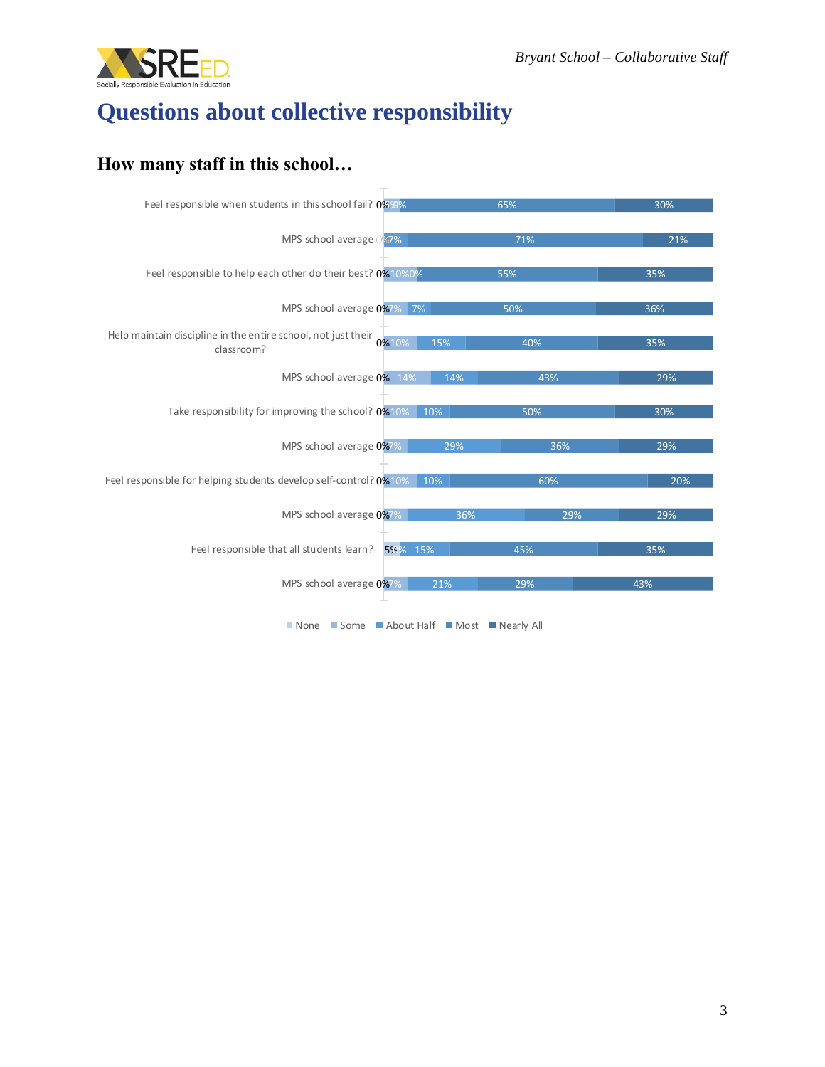# Questions about collective responsibility

## How many staff in this school…

Feel responsible when students in this school fail? 0% 0% 5% 65% 30%

MPS school average 0% 0% 7% 71% 21%

Feel responsible to help each other do their best? 0% 10% 0% 55% 35%

MPS school average 0% 7% 7% 50% 36%

Help maintain discipline in the entire school, not just their classroom? 0% 10% 15% 40% 35%

MPS school average 0% 14% 14% 43% 29%

Take responsibility for improving the school? 0% 10% 10% 50% 30%

MPS school average 0% 7% 29% 36% 29%

Feel responsible for helping students develop self-control? 0% 10% 10% 60% 20%

MPS school average 0% 7% 36% 29% 29%

Feel responsible that all students learn? 5% 0% 15% 45% 35%

MPS school average 0% 7% 21% 29% 43%

None Some About Half Most Nearly All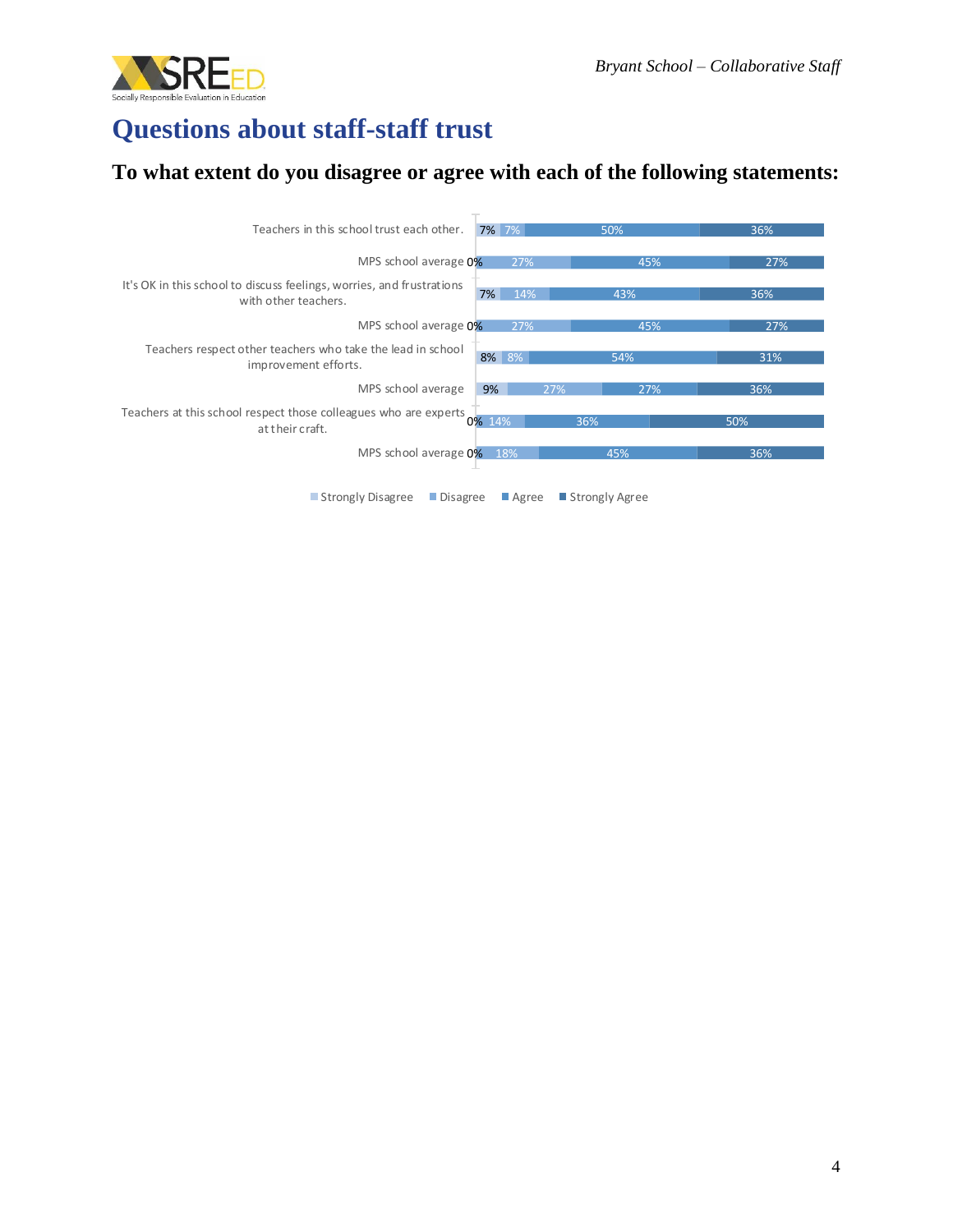# Questions about staff-staff trust

## To what extent do you disagree or agree with each of the following statements:

| Statement | Strongly Disagree | Disagree | Agree | Strongly Agree |
|---|---|---|---|---|
| Teachers in this school trust each other. | 7% | 7% | 50% | 36% |
| MPS school average | 0% | 27% | 45% | 27% |
| It's OK in this school to discuss feelings, worries, and frustrations with other teachers. | 7% | 14% | 43% | 36% |
| MPS school average | 0% | 27% | 45% | 27% |
| Teachers respect other teachers who take the lead in school improvement efforts. | 8% | 8% | 54% | 31% |
| MPS school average | 9% | 27% | 27% | 36% |
| Teachers at this school respect those colleagues who are experts at their craft. | 0% | 14% | 36% | 50% |
| MPS school average | 0% | 18% | 45% | 36% |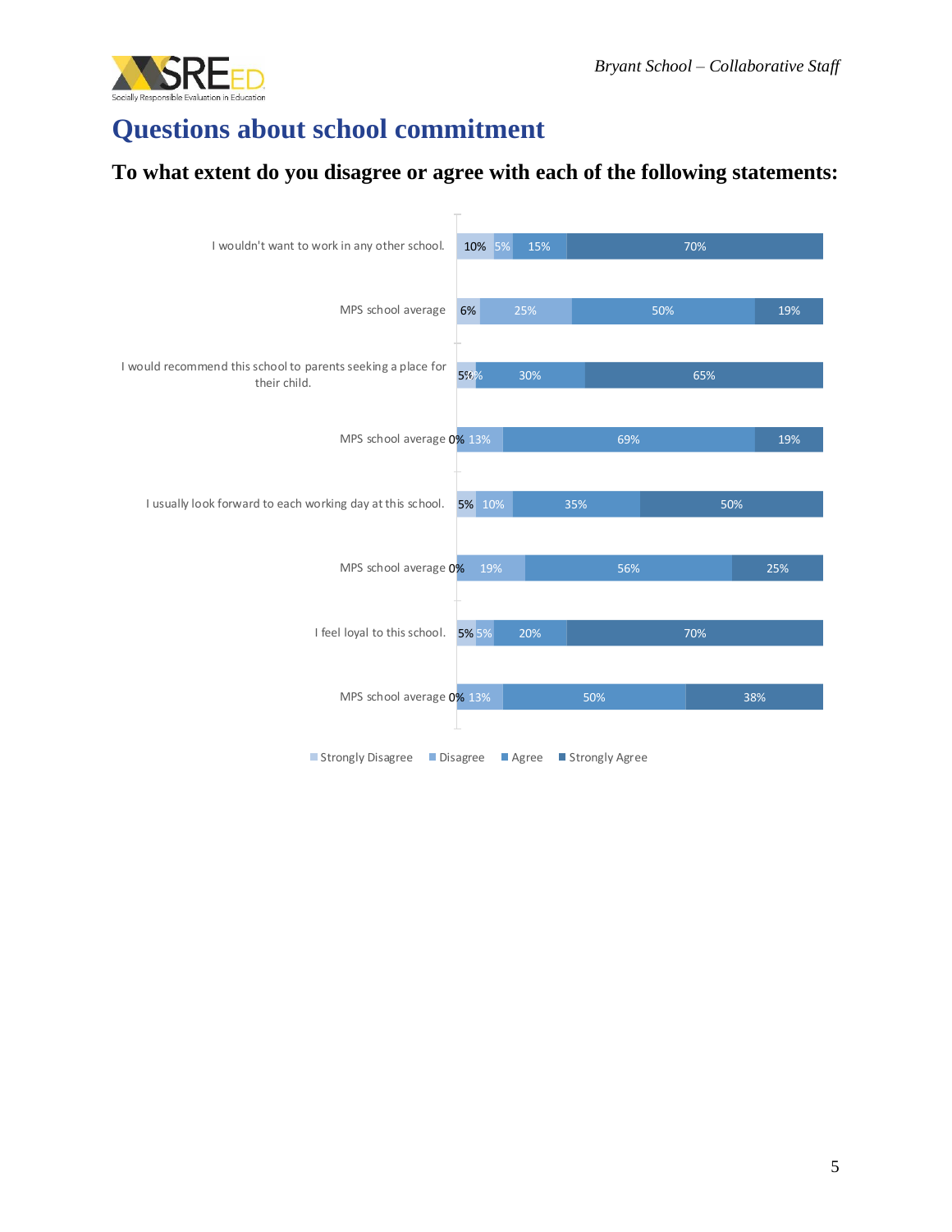# Questions about school commitment

## To what extent do you disagree or agree with each of the following statements:

I wouldn't want to work in any other school. 10% 5% 15% 70%

MPS school average 6% 25% 50% 19%

I would recommend this school to parents seeking a place for their child. 5% 0% 30% 65%

MPS school average 0% 13% 69% 19%

I usually look forward to each working day at this school. 5% 10% 35% 50%

MPS school average 0% 19% 56% 25%

I feel loyal to this school. 5% 5% 20% 70%

MPS school average 0% 13% 50% 38%

Strongly Disagree    Disagree    Agree    Strongly Agree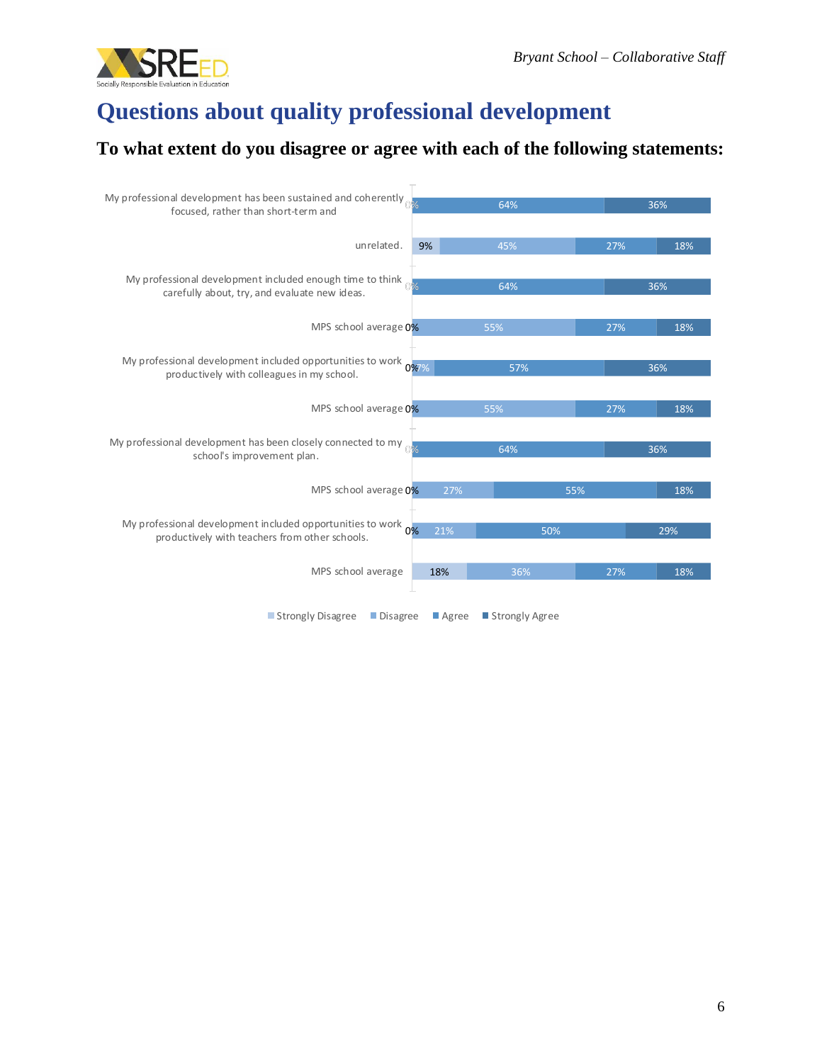# Questions about quality professional development

## To what extent do you disagree or agree with each of the following statements:

My professional development has been sustained and coherently focused, rather than short-term and
0% 64% 36%

unrelated.
9% 45% 27% 18%

My professional development included enough time to think carefully about, try, and evaluate new ideas.
0% 64% 36%

MPS school average
0% 55% 27% 18%

My professional development included opportunities to work productively with colleagues in my school.
0% 7% 57% 36%

MPS school average
0% 55% 27% 18%

My professional development has been closely connected to my school's improvement plan.
0% 64% 36%

MPS school average
0% 27% 55% 18%

My professional development included opportunities to work productively with teachers from other schools.
0% 21% 50% 29%

MPS school average
18% 36% 27% 18%

Strongly Disagree   Disagree   Agree   Strongly Agree